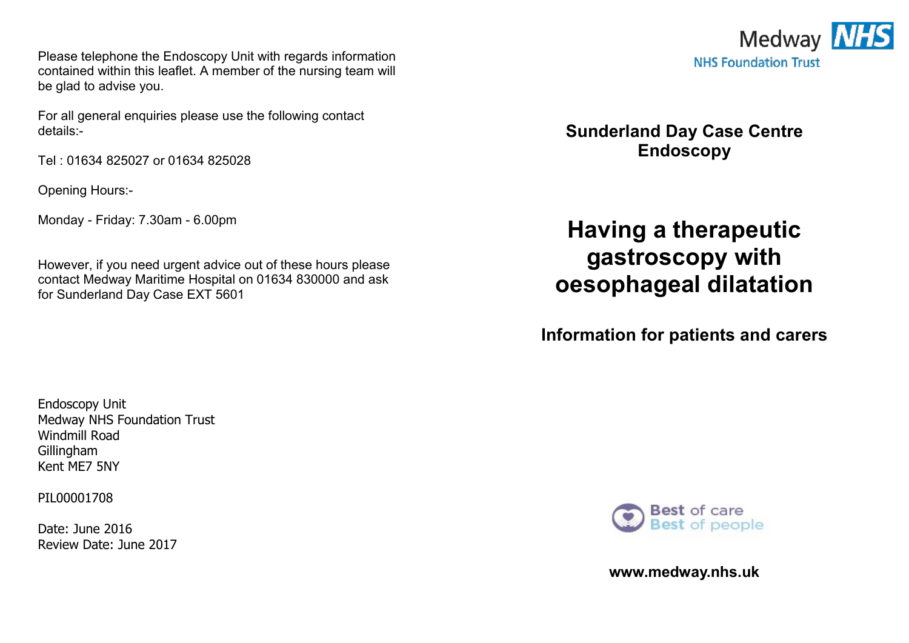Please telephone the Endoscopy Unit with regards information contained within this leaflet. A member of the nursing team will be glad to advise you.

For all general enquiries please use the following contact details:-

Tel : 01634 825027 or 01634 825028

Opening Hours:-

Monday - Friday: 7.30am - 6.00pm

However, if you need urgent advice out of these hours please contact Medway Maritime Hospital on 01634 830000 and ask for Sunderland Day Case EXT 5601

Endoscopy Unit
Medway NHS Foundation Trust
Windmill Road
Gillingham
Kent ME7 5NY

PIL00001708

Date: June 2016
Review Date: June 2017

Medway NHS
NHS Foundation Trust

**Sunderland Day Case Centre**
**Endoscopy**

# Having a therapeutic gastroscopy with oesophageal dilatation

**Information for patients and carers**

Best of care
Best of people

**www.medway.nhs.uk**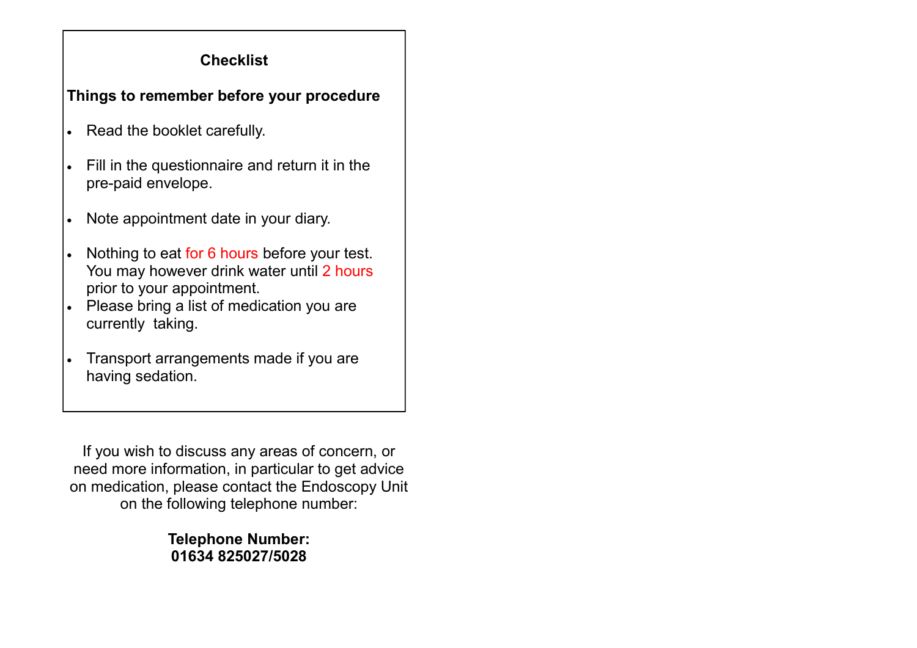## Checklist

### Things to remember before your procedure

- Read the booklet carefully.
- Fill in the questionnaire and return it in the pre-paid envelope.
- Note appointment date in your diary.
- Nothing to eat for 6 hours before your test. You may however drink water until 2 hours prior to your appointment.
- Please bring a list of medication you are currently taking.
- Transport arrangements made if you are having sedation.

If you wish to discuss any areas of concern, or need more information, in particular to get advice on medication, please contact the Endoscopy Unit on the following telephone number:

**Telephone Number:**
**01634 825027/5028**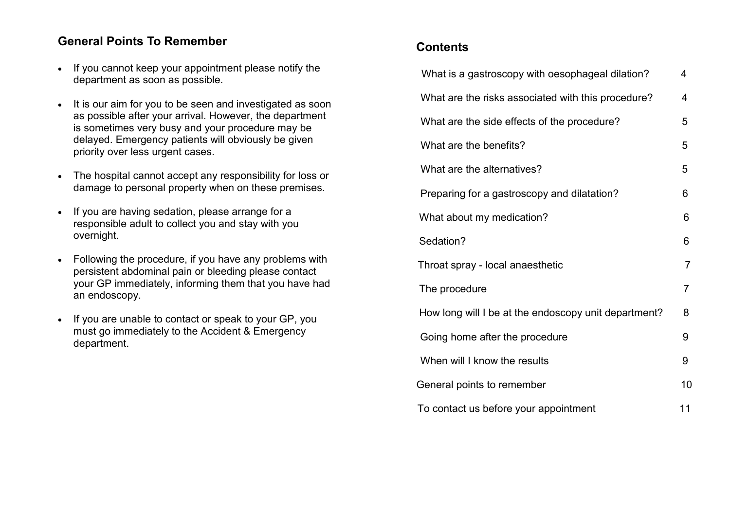## General Points To Remember

- If you cannot keep your appointment please notify the department as soon as possible.
- It is our aim for you to be seen and investigated as soon as possible after your arrival. However, the department is sometimes very busy and your procedure may be delayed. Emergency patients will obviously be given priority over less urgent cases.
- The hospital cannot accept any responsibility for loss or damage to personal property when on these premises.
- If you are having sedation, please arrange for a responsible adult to collect you and stay with you overnight.
- Following the procedure, if you have any problems with persistent abdominal pain or bleeding please contact your GP immediately, informing them that you have had an endoscopy.
- If you are unable to contact or speak to your GP, you must go immediately to the Accident & Emergency department.

## Contents

| | |
|---|---|
| What is a gastroscopy with oesophageal dilation? | 4 |
| What are the risks associated with this procedure? | 4 |
| What are the side effects of the procedure? | 5 |
| What are the benefits? | 5 |
| What are the alternatives? | 5 |
| Preparing for a gastroscopy and dilatation? | 6 |
| What about my medication? | 6 |
| Sedation? | 6 |
| Throat spray - local anaesthetic | 7 |
| The procedure | 7 |
| How long will I be at the endoscopy unit department? | 8 |
| Going home after the procedure | 9 |
| When will I know the results | 9 |
| General points to remember | 10 |
| To contact us before your appointment | 11 |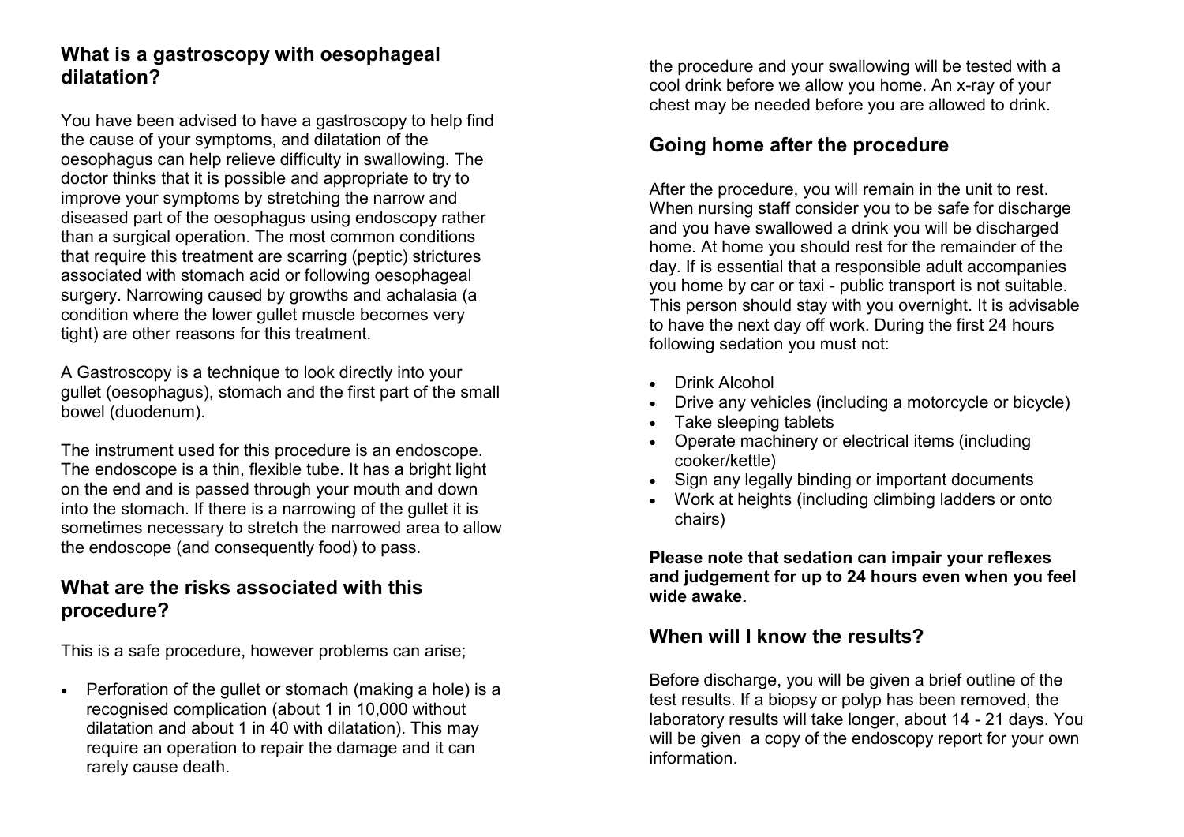## What is a gastroscopy with oesophageal dilatation?

You have been advised to have a gastroscopy to help find the cause of your symptoms, and dilatation of the oesophagus can help relieve difficulty in swallowing. The doctor thinks that it is possible and appropriate to try to improve your symptoms by stretching the narrow and diseased part of the oesophagus using endoscopy rather than a surgical operation. The most common conditions that require this treatment are scarring (peptic) strictures associated with stomach acid or following oesophageal surgery. Narrowing caused by growths and achalasia (a condition where the lower gullet muscle becomes very tight) are other reasons for this treatment.

A Gastroscopy is a technique to look directly into your gullet (oesophagus), stomach and the first part of the small bowel (duodenum).

The instrument used for this procedure is an endoscope. The endoscope is a thin, flexible tube. It has a bright light on the end and is passed through your mouth and down into the stomach. If there is a narrowing of the gullet it is sometimes necessary to stretch the narrowed area to allow the endoscope (and consequently food) to pass.

## What are the risks associated with this procedure?

This is a safe procedure, however problems can arise;

- Perforation of the gullet or stomach (making a hole) is a recognised complication (about 1 in 10,000 without dilatation and about 1 in 40 with dilatation). This may require an operation to repair the damage and it can rarely cause death.

the procedure and your swallowing will be tested with a cool drink before we allow you home. An x-ray of your chest may be needed before you are allowed to drink.

## Going home after the procedure

After the procedure, you will remain in the unit to rest. When nursing staff consider you to be safe for discharge and you have swallowed a drink you will be discharged home. At home you should rest for the remainder of the day. If is essential that a responsible adult accompanies you home by car or taxi - public transport is not suitable. This person should stay with you overnight. It is advisable to have the next day off work. During the first 24 hours following sedation you must not:

- Drink Alcohol
- Drive any vehicles (including a motorcycle or bicycle)
- Take sleeping tablets
- Operate machinery or electrical items (including cooker/kettle)
- Sign any legally binding or important documents
- Work at heights (including climbing ladders or onto chairs)

**Please note that sedation can impair your reflexes and judgement for up to 24 hours even when you feel wide awake.**

## When will I know the results?

Before discharge, you will be given a brief outline of the test results. If a biopsy or polyp has been removed, the laboratory results will take longer, about 14 - 21 days. You will be given a copy of the endoscopy report for your own information.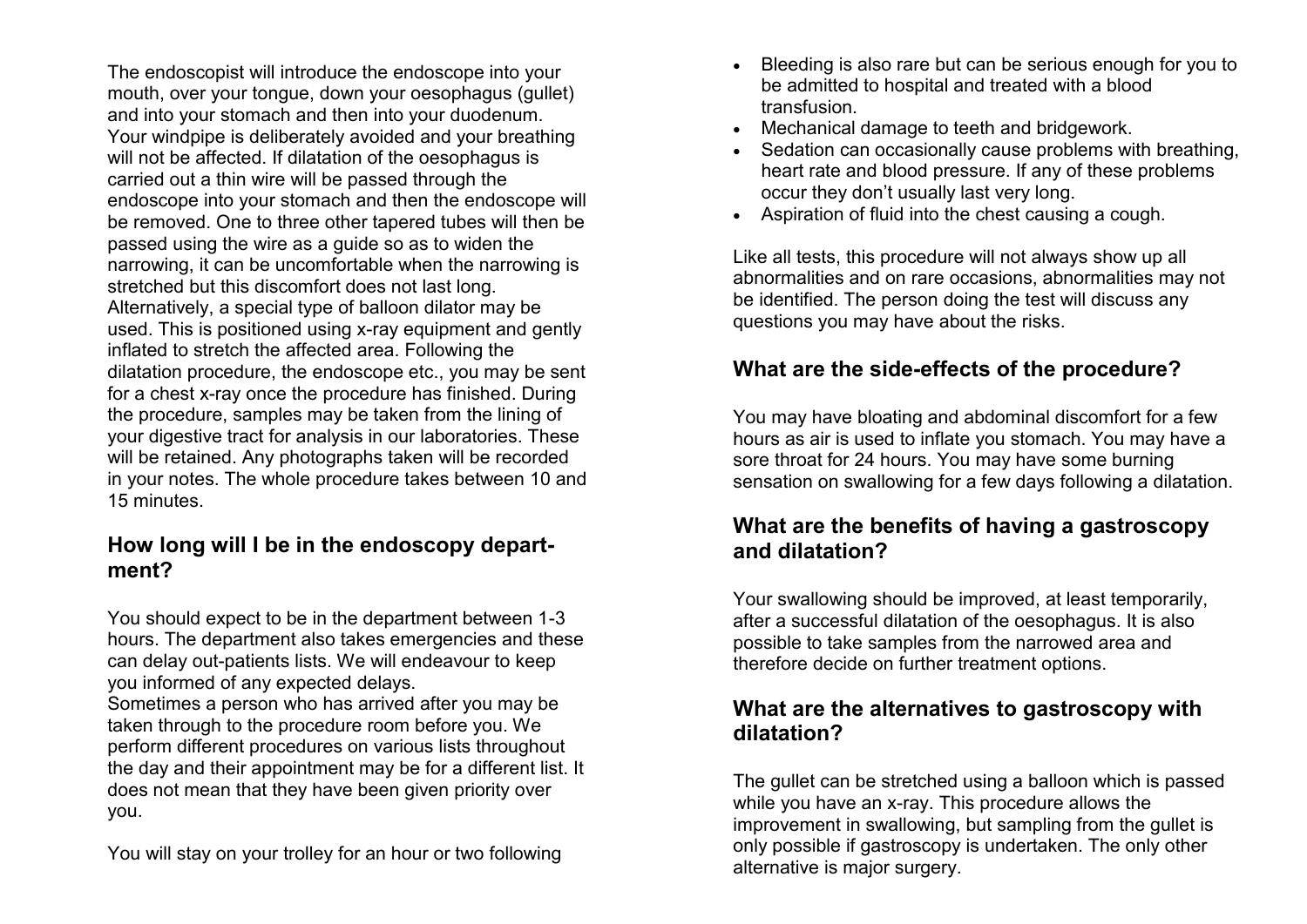The endoscopist will introduce the endoscope into your mouth, over your tongue, down your oesophagus (gullet) and into your stomach and then into your duodenum. Your windpipe is deliberately avoided and your breathing will not be affected. If dilatation of the oesophagus is carried out a thin wire will be passed through the endoscope into your stomach and then the endoscope will be removed. One to three other tapered tubes will then be passed using the wire as a guide so as to widen the narrowing, it can be uncomfortable when the narrowing is stretched but this discomfort does not last long. Alternatively, a special type of balloon dilator may be used. This is positioned using x-ray equipment and gently inflated to stretch the affected area. Following the dilatation procedure, the endoscope etc., you may be sent for a chest x-ray once the procedure has finished. During the procedure, samples may be taken from the lining of your digestive tract for analysis in our laboratories. These will be retained. Any photographs taken will be recorded in your notes. The whole procedure takes between 10 and 15 minutes.

## How long will I be in the endoscopy department?

You should expect to be in the department between 1-3 hours. The department also takes emergencies and these can delay out-patients lists. We will endeavour to keep you informed of any expected delays.

Sometimes a person who has arrived after you may be taken through to the procedure room before you. We perform different procedures on various lists throughout the day and their appointment may be for a different list. It does not mean that they have been given priority over you.

You will stay on your trolley for an hour or two following

- Bleeding is also rare but can be serious enough for you to be admitted to hospital and treated with a blood transfusion.
- Mechanical damage to teeth and bridgework.
- Sedation can occasionally cause problems with breathing, heart rate and blood pressure. If any of these problems occur they don't usually last very long.
- Aspiration of fluid into the chest causing a cough.

Like all tests, this procedure will not always show up all abnormalities and on rare occasions, abnormalities may not be identified. The person doing the test will discuss any questions you may have about the risks.

## What are the side-effects of the procedure?

You may have bloating and abdominal discomfort for a few hours as air is used to inflate you stomach. You may have a sore throat for 24 hours. You may have some burning sensation on swallowing for a few days following a dilatation.

## What are the benefits of having a gastroscopy and dilatation?

Your swallowing should be improved, at least temporarily, after a successful dilatation of the oesophagus. It is also possible to take samples from the narrowed area and therefore decide on further treatment options.

## What are the alternatives to gastroscopy with dilatation?

The gullet can be stretched using a balloon which is passed while you have an x-ray. This procedure allows the improvement in swallowing, but sampling from the gullet is only possible if gastroscopy is undertaken. The only other alternative is major surgery.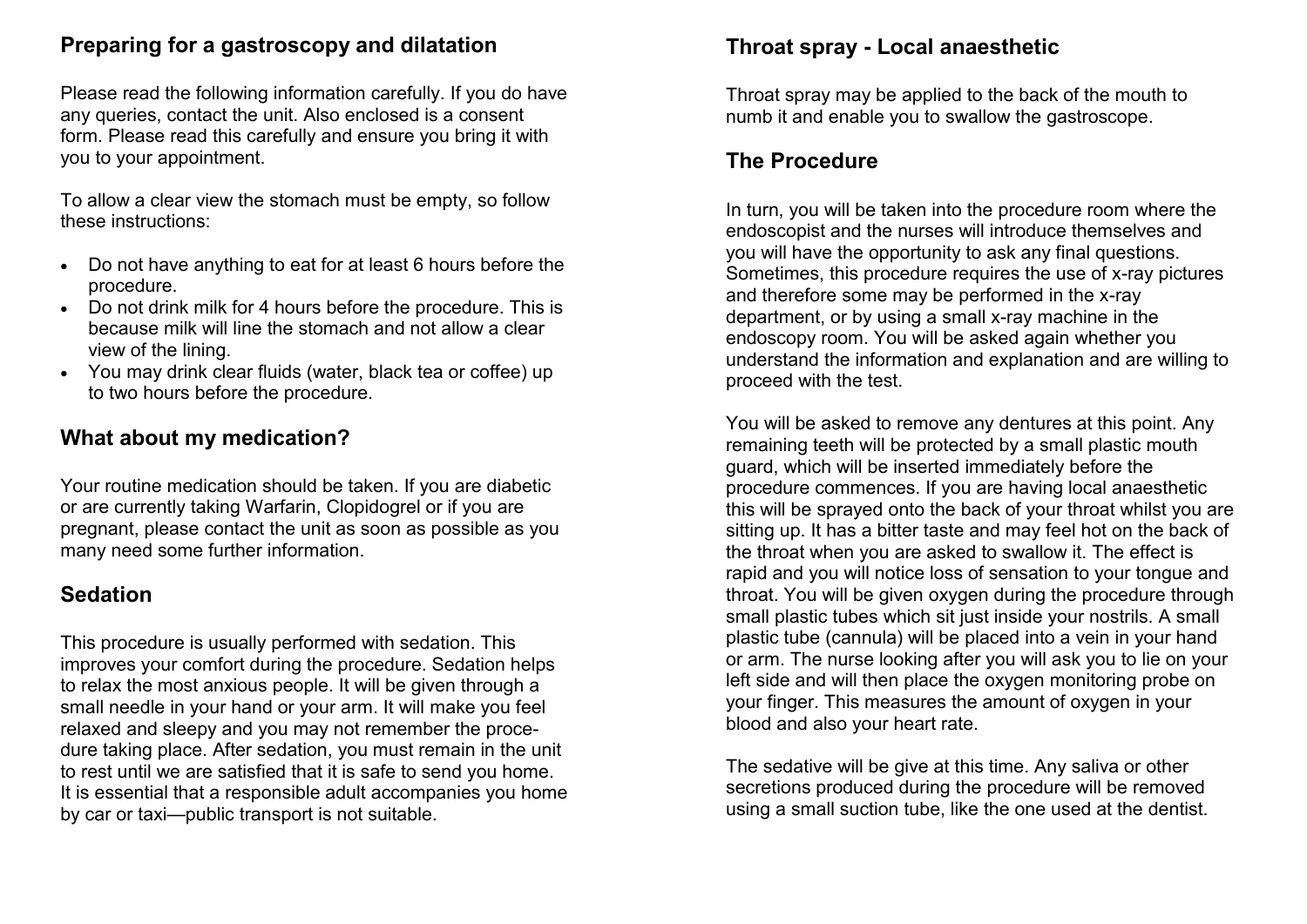## Preparing for a gastroscopy and dilatation

Please read the following information carefully. If you do have any queries, contact the unit. Also enclosed is a consent form. Please read this carefully and ensure you bring it with you to your appointment.

To allow a clear view the stomach must be empty, so follow these instructions:

- Do not have anything to eat for at least 6 hours before the procedure.
- Do not drink milk for 4 hours before the procedure. This is because milk will line the stomach and not allow a clear view of the lining.
- You may drink clear fluids (water, black tea or coffee) up to two hours before the procedure.

## What about my medication?

Your routine medication should be taken. If you are diabetic or are currently taking Warfarin, Clopidogrel or if you are pregnant, please contact the unit as soon as possible as you many need some further information.

## Sedation

This procedure is usually performed with sedation. This improves your comfort during the procedure. Sedation helps to relax the most anxious people. It will be given through a small needle in your hand or your arm. It will make you feel relaxed and sleepy and you may not remember the procedure taking place. After sedation, you must remain in the unit to rest until we are satisfied that it is safe to send you home. It is essential that a responsible adult accompanies you home by car or taxi—public transport is not suitable.

## Throat spray - Local anaesthetic

Throat spray may be applied to the back of the mouth to numb it and enable you to swallow the gastroscope.

## The Procedure

In turn, you will be taken into the procedure room where the endoscopist and the nurses will introduce themselves and you will have the opportunity to ask any final questions. Sometimes, this procedure requires the use of x-ray pictures and therefore some may be performed in the x-ray department, or by using a small x-ray machine in the endoscopy room. You will be asked again whether you understand the information and explanation and are willing to proceed with the test.

You will be asked to remove any dentures at this point. Any remaining teeth will be protected by a small plastic mouth guard, which will be inserted immediately before the procedure commences. If you are having local anaesthetic this will be sprayed onto the back of your throat whilst you are sitting up. It has a bitter taste and may feel hot on the back of the throat when you are asked to swallow it. The effect is rapid and you will notice loss of sensation to your tongue and throat. You will be given oxygen during the procedure through small plastic tubes which sit just inside your nostrils. A small plastic tube (cannula) will be placed into a vein in your hand or arm. The nurse looking after you will ask you to lie on your left side and will then place the oxygen monitoring probe on your finger. This measures the amount of oxygen in your blood and also your heart rate.

The sedative will be give at this time. Any saliva or other secretions produced during the procedure will be removed using a small suction tube, like the one used at the dentist.